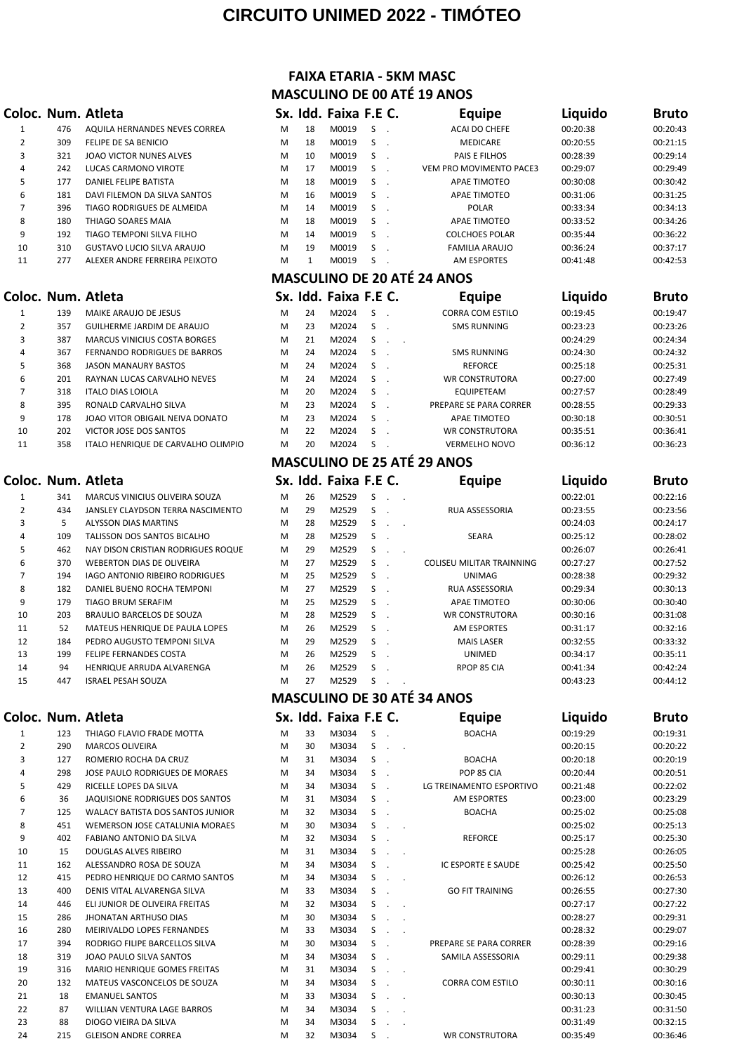# CIRCUITO UNIMED 2022 - TIMÓTEO

## FAIXA ETARIA - 5KM MASC

### MASCULINO DE 00 ATÉ 19 ANOS

| Coloc. | Num. | Atleta | Sx. | Idd. | Faixa | F.E | C. | Equipe | Liquido | Bruto |
|---|---|---|---|---|---|---|---|---|---|---|
| 1 | 476 | AQUILA HERNANDES NEVES CORREA | M | 18 | M0019 | S | . | ACAI DO CHEFE | 00:20:38 | 00:20:43 |
| 2 | 309 | FELIPE DE SA BENICIO | M | 18 | M0019 | S | . | MEDICARE | 00:20:55 | 00:21:15 |
| 3 | 321 | JOAO VICTOR NUNES ALVES | M | 10 | M0019 | S | . | PAIS E FILHOS | 00:28:39 | 00:29:14 |
| 4 | 242 | LUCAS CARMONO VIROTE | M | 17 | M0019 | S | . | VEM PRO MOVIMENTO PACE3 | 00:29:07 | 00:29:49 |
| 5 | 177 | DANIEL FELIPE BATISTA | M | 18 | M0019 | S | . | APAE TIMOTEO | 00:30:08 | 00:30:42 |
| 6 | 181 | DAVI FILEMON DA SILVA SANTOS | M | 16 | M0019 | S | . | APAE TIMOTEO | 00:31:06 | 00:31:25 |
| 7 | 396 | TIAGO RODRIGUES DE ALMEIDA | M | 14 | M0019 | S | . | POLAR | 00:33:34 | 00:34:13 |
| 8 | 180 | THIAGO SOARES MAIA | M | 18 | M0019 | S | . | APAE TIMOTEO | 00:33:52 | 00:34:26 |
| 9 | 192 | TIAGO TEMPONI SILVA FILHO | M | 14 | M0019 | S | . | COLCHOES POLAR | 00:35:44 | 00:36:22 |
| 10 | 310 | GUSTAVO LUCIO SILVA ARAUJO | M | 19 | M0019 | S | . | FAMILIA ARAUJO | 00:36:24 | 00:37:17 |
| 11 | 277 | ALEXER ANDRE FERREIRA PEIXOTO | M | 1 | M0019 | S | . | AM ESPORTES | 00:41:48 | 00:42:53 |

### MASCULINO DE 20 ATÉ 24 ANOS

| Coloc. | Num. | Atleta | Sx. | Idd. | Faixa | F.E | C. | Equipe | Liquido | Bruto |
|---|---|---|---|---|---|---|---|---|---|---|
| 1 | 139 | MAIKE ARAUJO DE JESUS | M | 24 | M2024 | S | . | CORRA COM ESTILO | 00:19:45 | 00:19:47 |
| 2 | 357 | GUILHERME JARDIM DE ARAUJO | M | 23 | M2024 | S | . | SMS RUNNING | 00:23:23 | 00:23:26 |
| 3 | 387 | MARCUS VINICIUS COSTA BORGES | M | 21 | M2024 | S | . . | | 00:24:29 | 00:24:34 |
| 4 | 367 | FERNANDO RODRIGUES DE BARROS | M | 24 | M2024 | S | . | SMS RUNNING | 00:24:30 | 00:24:32 |
| 5 | 368 | JASON MANAURY BASTOS | M | 24 | M2024 | S | . | REFORCE | 00:25:18 | 00:25:31 |
| 6 | 201 | RAYNAN LUCAS CARVALHO NEVES | M | 24 | M2024 | S | . | WR CONSTRUTORA | 00:27:00 | 00:27:49 |
| 7 | 318 | ITALO DIAS LOIOLA | M | 20 | M2024 | S | . | EQUIPETEAM | 00:27:57 | 00:28:49 |
| 8 | 395 | RONALD CARVALHO SILVA | M | 23 | M2024 | S | . | PREPARE SE PARA CORRER | 00:28:55 | 00:29:33 |
| 9 | 178 | JOAO VITOR OBIGAIL NEIVA DONATO | M | 23 | M2024 | S | . | APAE TIMOTEO | 00:30:18 | 00:30:51 |
| 10 | 202 | VICTOR JOSE DOS SANTOS | M | 22 | M2024 | S | . | WR CONSTRUTORA | 00:35:51 | 00:36:41 |
| 11 | 358 | ITALO HENRIQUE DE CARVALHO OLIMPIO | M | 20 | M2024 | S | . | VERMELHO NOVO | 00:36:12 | 00:36:23 |

### MASCULINO DE 25 ATÉ 29 ANOS

| Coloc. | Num. | Atleta | Sx. | Idd. | Faixa | F.E | C. | Equipe | Liquido | Bruto |
|---|---|---|---|---|---|---|---|---|---|---|
| 1 | 341 | MARCUS VINICIUS OLIVEIRA SOUZA | M | 26 | M2529 | S | . . | | 00:22:01 | 00:22:16 |
| 2 | 434 | JANSLEY CLAYDSON TERRA NASCIMENTO | M | 29 | M2529 | S | . | RUA ASSESSORIA | 00:23:55 | 00:23:56 |
| 3 | 5 | ALYSSON DIAS MARTINS | M | 28 | M2529 | S | . . | | 00:24:03 | 00:24:17 |
| 4 | 109 | TALISSON DOS SANTOS BICALHO | M | 28 | M2529 | S | . | SEARA | 00:25:12 | 00:28:02 |
| 5 | 462 | NAY DISON CRISTIAN RODRIGUES ROQUE | M | 29 | M2529 | S | . . | | 00:26:07 | 00:26:41 |
| 6 | 370 | WEBERTON DIAS DE OLIVEIRA | M | 27 | M2529 | S | . | COLISEU MILITAR TRAINNING | 00:27:27 | 00:27:52 |
| 7 | 194 | IAGO ANTONIO RIBEIRO RODRIGUES | M | 25 | M2529 | S | . | UNIMAG | 00:28:38 | 00:29:32 |
| 8 | 182 | DANIEL BUENO ROCHA TEMPONI | M | 27 | M2529 | S | . | RUA ASSESSORIA | 00:29:34 | 00:30:13 |
| 9 | 179 | TIAGO BRUM SERAFIM | M | 25 | M2529 | S | . | APAE TIMOTEO | 00:30:06 | 00:30:40 |
| 10 | 203 | BRAULIO BARCELOS DE SOUZA | M | 28 | M2529 | S | . | WR CONSTRUTORA | 00:30:16 | 00:31:08 |
| 11 | 52 | MATEUS HENRIQUE DE PAULA LOPES | M | 26 | M2529 | S | . | AM ESPORTES | 00:31:17 | 00:32:16 |
| 12 | 184 | PEDRO AUGUSTO TEMPONI SILVA | M | 29 | M2529 | S | . | MAIS LASER | 00:32:55 | 00:33:32 |
| 13 | 199 | FELIPE FERNANDES COSTA | M | 26 | M2529 | S | . | UNIMED | 00:34:17 | 00:35:11 |
| 14 | 94 | HENRIQUE ARRUDA ALVARENGA | M | 26 | M2529 | S | . | RPOP 85 CIA | 00:41:34 | 00:42:24 |
| 15 | 447 | ISRAEL PESAH SOUZA | M | 27 | M2529 | S | . . | | 00:43:23 | 00:44:12 |

### MASCULINO DE 30 ATÉ 34 ANOS

| Coloc. | Num. | Atleta | Sx. | Idd. | Faixa | F.E | C. | Equipe | Liquido | Bruto |
|---|---|---|---|---|---|---|---|---|---|---|
| 1 | 123 | THIAGO FLAVIO FRADE MOTTA | M | 33 | M3034 | S | . | BOACHA | 00:19:29 | 00:19:31 |
| 2 | 290 | MARCOS OLIVEIRA | M | 30 | M3034 | S | . . | | 00:20:15 | 00:20:22 |
| 3 | 127 | ROMERIO ROCHA DA CRUZ | M | 31 | M3034 | S | . | BOACHA | 00:20:18 | 00:20:19 |
| 4 | 298 | JOSE PAULO RODRIGUES DE MORAES | M | 34 | M3034 | S | . | POP 85 CIA | 00:20:44 | 00:20:51 |
| 5 | 429 | RICELLE LOPES DA SILVA | M | 34 | M3034 | S | . | LG TREINAMENTO ESPORTIVO | 00:21:48 | 00:22:02 |
| 6 | 36 | JAQUISIONE RODRIGUES DOS SANTOS | M | 31 | M3034 | S | . | AM ESPORTES | 00:23:00 | 00:23:29 |
| 7 | 125 | WALACY BATISTA DOS SANTOS JUNIOR | M | 32 | M3034 | S | . | BOACHA | 00:25:02 | 00:25:08 |
| 8 | 451 | WEMERSON JOSE CATALUNIA MORAES | M | 30 | M3034 | S | . . | | 00:25:02 | 00:25:13 |
| 9 | 402 | FABIANO ANTONIO DA SILVA | M | 32 | M3034 | S | . | REFORCE | 00:25:17 | 00:25:30 |
| 10 | 15 | DOUGLAS ALVES RIBEIRO | M | 31 | M3034 | S | . . | | 00:25:28 | 00:26:05 |
| 11 | 162 | ALESSANDRO ROSA DE SOUZA | M | 34 | M3034 | S | . | IC ESPORTE E SAUDE | 00:25:42 | 00:25:50 |
| 12 | 415 | PEDRO HENRIQUE DO CARMO SANTOS | M | 34 | M3034 | S | . . | | 00:26:12 | 00:26:53 |
| 13 | 400 | DENIS VITAL ALVARENGA SILVA | M | 33 | M3034 | S | . | GO FIT TRAINING | 00:26:55 | 00:27:30 |
| 14 | 446 | ELI JUNIOR DE OLIVEIRA FREITAS | M | 32 | M3034 | S | . . | | 00:27:17 | 00:27:22 |
| 15 | 286 | JHONATAN ARTHUSO DIAS | M | 30 | M3034 | S | . . | | 00:28:27 | 00:29:31 |
| 16 | 280 | MEIRIVALDO LOPES FERNANDES | M | 33 | M3034 | S | . . | | 00:28:32 | 00:29:07 |
| 17 | 394 | RODRIGO FILIPE BARCELLOS SILVA | M | 30 | M3034 | S | . | PREPARE SE PARA CORRER | 00:28:39 | 00:29:16 |
| 18 | 319 | JOAO PAULO SILVA SANTOS | M | 34 | M3034 | S | . | SAMILA ASSESSORIA | 00:29:11 | 00:29:38 |
| 19 | 316 | MARIO HENRIQUE GOMES FREITAS | M | 31 | M3034 | S | . . | | 00:29:41 | 00:30:29 |
| 20 | 132 | MATEUS VASCONCELOS DE SOUZA | M | 34 | M3034 | S | . | CORRA COM ESTILO | 00:30:11 | 00:30:16 |
| 21 | 18 | EMANUEL SANTOS | M | 33 | M3034 | S | . . | | 00:30:13 | 00:30:45 |
| 22 | 87 | WILLIAN VENTURA LAGE BARROS | M | 34 | M3034 | S | . . | | 00:31:23 | 00:31:50 |
| 23 | 88 | DIOGO VIEIRA DA SILVA | M | 34 | M3034 | S | . . | | 00:31:49 | 00:32:15 |
| 24 | 215 | GLEISON ANDRE CORREA | M | 32 | M3034 | S | . | WR CONSTRUTORA | 00:35:49 | 00:36:46 |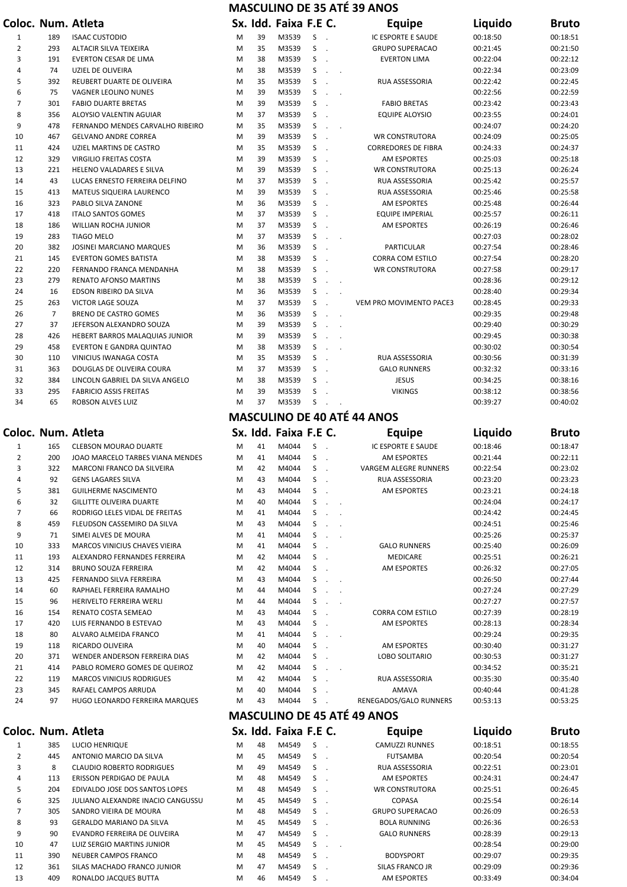## MASCULINO DE 35 ATÉ 39 ANOS

| Coloc. | Num. | Atleta | Sx. | Idd. | Faixa | F.E | C. | Equipe | Liquido | Bruto |
|---|---|---|---|---|---|---|---|---|---|---|
| 1 | 189 | ISAAC CUSTODIO | M | 39 | M3539 | S | . | IC ESPORTE E SAUDE | 00:18:50 | 00:18:51 |
| 2 | 293 | ALTACIR SILVA TEIXEIRA | M | 35 | M3539 | S | . | GRUPO SUPERACAO | 00:21:45 | 00:21:50 |
| 3 | 191 | EVERTON CESAR DE LIMA | M | 38 | M3539 | S | . | EVERTON LIMA | 00:22:04 | 00:22:12 |
| 4 | 74 | UZIEL DE OLIVEIRA | M | 38 | M3539 | S | . | . | 00:22:34 | 00:23:09 |
| 5 | 392 | REUBERT DUARTE DE OLIVEIRA | M | 35 | M3539 | S | . | RUA ASSESSORIA | 00:22:42 | 00:22:45 |
| 6 | 75 | VAGNER LEOLINO NUNES | M | 39 | M3539 | S | . | . | 00:22:56 | 00:22:59 |
| 7 | 301 | FABIO DUARTE BRETAS | M | 39 | M3539 | S | . | FABIO BRETAS | 00:23:42 | 00:23:43 |
| 8 | 356 | ALOYSIO VALENTIN AGUIAR | M | 37 | M3539 | S | . | EQUIPE ALOYSIO | 00:23:55 | 00:24:01 |
| 9 | 478 | FERNANDO MENDES CARVALHO RIBEIRO | M | 35 | M3539 | S | . | . | 00:24:07 | 00:24:20 |
| 10 | 467 | GELVANO ANDRE CORREA | M | 39 | M3539 | S | . | WR CONSTRUTORA | 00:24:09 | 00:25:05 |
| 11 | 424 | UZIEL MARTINS DE CASTRO | M | 35 | M3539 | S | . | CORREDORES DE FIBRA | 00:24:33 | 00:24:37 |
| 12 | 329 | VIRGILIO FREITAS COSTA | M | 39 | M3539 | S | . | AM ESPORTES | 00:25:03 | 00:25:18 |
| 13 | 221 | HELENO VALADARES E SILVA | M | 39 | M3539 | S | . | WR CONSTRUTORA | 00:25:13 | 00:26:24 |
| 14 | 43 | LUCAS ERNESTO FERREIRA DELFINO | M | 37 | M3539 | S | . | RUA ASSESSORIA | 00:25:42 | 00:25:57 |
| 15 | 413 | MATEUS SIQUEIRA LAURENCO | M | 39 | M3539 | S | . | RUA ASSESSORIA | 00:25:46 | 00:25:58 |
| 16 | 323 | PABLO SILVA ZANONE | M | 36 | M3539 | S | . | AM ESPORTES | 00:25:48 | 00:26:44 |
| 17 | 418 | ITALO SANTOS GOMES | M | 37 | M3539 | S | . | EQUIPE IMPERIAL | 00:25:57 | 00:26:11 |
| 18 | 186 | WILLIAN ROCHA JUNIOR | M | 37 | M3539 | S | . | AM ESPORTES | 00:26:19 | 00:26:46 |
| 19 | 283 | TIAGO MELO | M | 37 | M3539 | S | . | . | 00:27:03 | 00:28:02 |
| 20 | 382 | JOSINEI MARCIANO MARQUES | M | 36 | M3539 | S | . | PARTICULAR | 00:27:54 | 00:28:46 |
| 21 | 145 | EVERTON GOMES BATISTA | M | 38 | M3539 | S | . | CORRA COM ESTILO | 00:27:54 | 00:28:20 |
| 22 | 220 | FERNANDO FRANCA MENDANHA | M | 38 | M3539 | S | . | WR CONSTRUTORA | 00:27:58 | 00:29:17 |
| 23 | 279 | RENATO AFONSO MARTINS | M | 38 | M3539 | S | . | . | 00:28:36 | 00:29:12 |
| 24 | 16 | EDSON RIBEIRO DA SILVA | M | 36 | M3539 | S | . | . | 00:28:40 | 00:29:34 |
| 25 | 263 | VICTOR LAGE SOUZA | M | 37 | M3539 | S | . | VEM PRO MOVIMENTO PACE3 | 00:28:45 | 00:29:33 |
| 26 | 7 | BRENO DE CASTRO GOMES | M | 36 | M3539 | S | . | . | 00:29:35 | 00:29:48 |
| 27 | 37 | JEFERSON ALEXANDRO SOUZA | M | 39 | M3539 | S | . | . | 00:29:40 | 00:30:29 |
| 28 | 426 | HEBERT BARROS MALAQUIAS JUNIOR | M | 39 | M3539 | S | . | . | 00:29:45 | 00:30:38 |
| 29 | 458 | EVERTON E GANDRA QUINTAO | M | 38 | M3539 | S | . | . | 00:30:02 | 00:30:54 |
| 30 | 110 | VINICIUS IWANAGA COSTA | M | 35 | M3539 | S | . | RUA ASSESSORIA | 00:30:56 | 00:31:39 |
| 31 | 363 | DOUGLAS DE OLIVEIRA COURA | M | 37 | M3539 | S | . | GALO RUNNERS | 00:32:32 | 00:33:16 |
| 32 | 384 | LINCOLN GABRIEL DA SILVA ANGELO | M | 38 | M3539 | S | . | JESUS | 00:34:25 | 00:38:16 |
| 33 | 295 | FABRICIO ASSIS FREITAS | M | 39 | M3539 | S | . | VIKINGS | 00:38:12 | 00:38:56 |
| 34 | 65 | ROBSON ALVES LUIZ | M | 37 | M3539 | S | . | . | 00:39:27 | 00:40:02 |

## MASCULINO DE 40 ATÉ 44 ANOS

| Coloc. | Num. | Atleta | Sx. | Idd. | Faixa | F.E | C. | Equipe | Liquido | Bruto |
|---|---|---|---|---|---|---|---|---|---|---|
| 1 | 165 | CLEBSON MOURAO DUARTE | M | 41 | M4044 | S | . | IC ESPORTE E SAUDE | 00:18:46 | 00:18:47 |
| 2 | 200 | JOAO MARCELO TARBES VIANA MENDES | M | 41 | M4044 | S | . | AM ESPORTES | 00:21:44 | 00:22:11 |
| 3 | 322 | MARCONI FRANCO DA SILVEIRA | M | 42 | M4044 | S | . | VARGEM ALEGRE RUNNERS | 00:22:54 | 00:23:02 |
| 4 | 92 | GENS LAGARES SILVA | M | 43 | M4044 | S | . | RUA ASSESSORIA | 00:23:20 | 00:23:23 |
| 5 | 381 | GUILHERME NASCIMENTO | M | 43 | M4044 | S | . | AM ESPORTES | 00:23:21 | 00:24:18 |
| 6 | 32 | GILLITTE OLIVEIRA DUARTE | M | 40 | M4044 | S | . | . | 00:24:04 | 00:24:17 |
| 7 | 66 | RODRIGO LELES VIDAL DE FREITAS | M | 41 | M4044 | S | . | . | 00:24:42 | 00:24:45 |
| 8 | 459 | FLEUDSON CASSEMIRO DA SILVA | M | 43 | M4044 | S | . | . | 00:24:51 | 00:25:46 |
| 9 | 71 | SIMEI ALVES DE MOURA | M | 41 | M4044 | S | . | . | 00:25:26 | 00:25:37 |
| 10 | 333 | MARCOS VINICIUS CHAVES VIEIRA | M | 41 | M4044 | S | . | GALO RUNNERS | 00:25:40 | 00:26:09 |
| 11 | 193 | ALEXANDRO FERNANDES FERREIRA | M | 42 | M4044 | S | . | MEDICARE | 00:25:51 | 00:26:21 |
| 12 | 314 | BRUNO SOUZA FERREIRA | M | 42 | M4044 | S | . | AM ESPORTES | 00:26:32 | 00:27:05 |
| 13 | 425 | FERNANDO SILVA FERREIRA | M | 43 | M4044 | S | . | . | 00:26:50 | 00:27:44 |
| 14 | 60 | RAPHAEL FERREIRA RAMALHO | M | 44 | M4044 | S | . | . | 00:27:24 | 00:27:29 |
| 15 | 96 | HERIVELTO FERREIRA WERLI | M | 44 | M4044 | S | . | . | 00:27:27 | 00:27:57 |
| 16 | 154 | RENATO COSTA SEMEAO | M | 43 | M4044 | S | . | CORRA COM ESTILO | 00:27:39 | 00:28:19 |
| 17 | 420 | LUIS FERNANDO B ESTEVAO | M | 43 | M4044 | S | . | AM ESPORTES | 00:28:13 | 00:28:34 |
| 18 | 80 | ALVARO ALMEIDA FRANCO | M | 41 | M4044 | S | . | . | 00:29:24 | 00:29:35 |
| 19 | 118 | RICARDO OLIVEIRA | M | 40 | M4044 | S | . | AM ESPORTES | 00:30:40 | 00:31:27 |
| 20 | 371 | WENDER ANDERSON FERREIRA DIAS | M | 42 | M4044 | S | . | LOBO SOLITARIO | 00:30:53 | 00:31:27 |
| 21 | 414 | PABLO ROMERO GOMES DE QUEIROZ | M | 42 | M4044 | S | . | . | 00:34:52 | 00:35:21 |
| 22 | 119 | MARCOS VINICIUS RODRIGUES | M | 42 | M4044 | S | . | RUA ASSESSORIA | 00:35:30 | 00:35:40 |
| 23 | 345 | RAFAEL CAMPOS ARRUDA | M | 40 | M4044 | S | . | AMAVA | 00:40:44 | 00:41:28 |
| 24 | 97 | HUGO LEONARDO FERREIRA MARQUES | M | 43 | M4044 | S | . | RENEGADOS/GALO RUNNERS | 00:53:13 | 00:53:25 |

## MASCULINO DE 45 ATÉ 49 ANOS

| Coloc. | Num. | Atleta | Sx. | Idd. | Faixa | F.E | C. | Equipe | Liquido | Bruto |
|---|---|---|---|---|---|---|---|---|---|---|
| 1 | 385 | LUCIO HENRIQUE | M | 48 | M4549 | S | . | CAMUZZI RUNNES | 00:18:51 | 00:18:55 |
| 2 | 445 | ANTONIO MARCIO DA SILVA | M | 45 | M4549 | S | . | FUTSAMBA | 00:20:54 | 00:20:54 |
| 3 | 8 | CLAUDIO ROBERTO RODRIGUES | M | 49 | M4549 | S | . | RUA ASSESSORIA | 00:22:51 | 00:23:01 |
| 4 | 113 | ERISSON PERDIGAO DE PAULA | M | 48 | M4549 | S | . | AM ESPORTES | 00:24:31 | 00:24:47 |
| 5 | 204 | EDIVALDO JOSE DOS SANTOS LOPES | M | 48 | M4549 | S | . | WR CONSTRUTORA | 00:25:51 | 00:26:45 |
| 6 | 325 | JULIANO ALEXANDRE INACIO CANGUSSU | M | 45 | M4549 | S | . | COPASA | 00:25:54 | 00:26:14 |
| 7 | 305 | SANDRO VIEIRA DE MOURA | M | 48 | M4549 | S | . | GRUPO SUPERACAO | 00:26:09 | 00:26:53 |
| 8 | 93 | GERALDO MARIANO DA SILVA | M | 45 | M4549 | S | . | BOLA RUNNING | 00:26:36 | 00:26:53 |
| 9 | 90 | EVANDRO FERREIRA DE OLIVEIRA | M | 47 | M4549 | S | . | GALO RUNNERS | 00:28:39 | 00:29:13 |
| 10 | 47 | LUIZ SERGIO MARTINS JUNIOR | M | 45 | M4549 | S | . | . | 00:28:54 | 00:29:00 |
| 11 | 390 | NEUBER CAMPOS FRANCO | M | 48 | M4549 | S | . | BODYSPORT | 00:29:07 | 00:29:35 |
| 12 | 361 | SILAS MACHADO FRANCO JUNIOR | M | 47 | M4549 | S | . | SILAS FRANCO JR | 00:29:09 | 00:29:36 |
| 13 | 409 | RONALDO JACQUES BUTTA | M | 46 | M4549 | S | . | AM ESPORTES | 00:33:49 | 00:34:04 |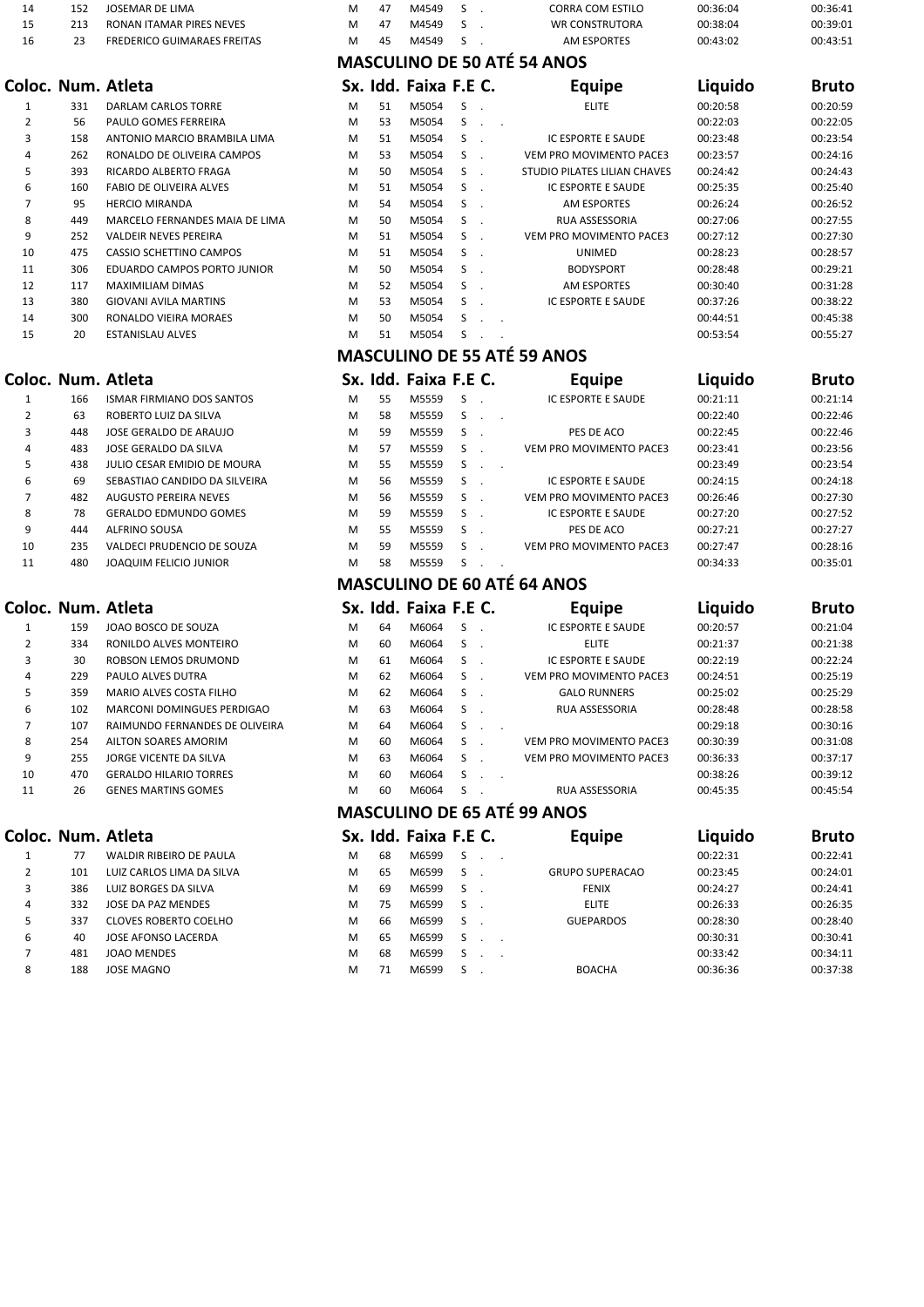| | | | | | | | | | |
|---|---|---|---|---|---|---|---|---|---|
| 14 | 152 | JOSEMAR DE LIMA | M | 47 | M4549 | S . | CORRA COM ESTILO | 00:36:04 | 00:36:41 |
| 15 | 213 | RONAN ITAMAR PIRES NEVES | M | 47 | M4549 | S . | WR CONSTRUTORA | 00:38:04 | 00:39:01 |
| 16 | 23 | FREDERICO GUIMARAES FREITAS | M | 45 | M4549 | S . | AM ESPORTES | 00:43:02 | 00:43:51 |

## MASCULINO DE 50 ATÉ 54 ANOS

| Coloc. | Num. | Atleta | Sx. | Idd. | Faixa | F.E C. | Equipe | Liquido | Bruto |
|---|---|---|---|---|---|---|---|---|---|
| 1 | 331 | DARLAM CARLOS TORRE | M | 51 | M5054 | S . | ELITE | 00:20:58 | 00:20:59 |
| 2 | 56 | PAULO GOMES FERREIRA | M | 53 | M5054 | S . . | | 00:22:03 | 00:22:05 |
| 3 | 158 | ANTONIO MARCIO BRAMBILA LIMA | M | 51 | M5054 | S . | IC ESPORTE E SAUDE | 00:23:48 | 00:23:54 |
| 4 | 262 | RONALDO DE OLIVEIRA CAMPOS | M | 53 | M5054 | S . | VEM PRO MOVIMENTO PACE3 | 00:23:57 | 00:24:16 |
| 5 | 393 | RICARDO ALBERTO FRAGA | M | 50 | M5054 | S . | STUDIO PILATES LILIAN CHAVES | 00:24:42 | 00:24:43 |
| 6 | 160 | FABIO DE OLIVEIRA ALVES | M | 51 | M5054 | S . | IC ESPORTE E SAUDE | 00:25:35 | 00:25:40 |
| 7 | 95 | HERCIO MIRANDA | M | 54 | M5054 | S . | AM ESPORTES | 00:26:24 | 00:26:52 |
| 8 | 449 | MARCELO FERNANDES MAIA DE LIMA | M | 50 | M5054 | S . | RUA ASSESSORIA | 00:27:06 | 00:27:55 |
| 9 | 252 | VALDEIR NEVES PEREIRA | M | 51 | M5054 | S . | VEM PRO MOVIMENTO PACE3 | 00:27:12 | 00:27:30 |
| 10 | 475 | CASSIO SCHETTINO CAMPOS | M | 51 | M5054 | S . | UNIMED | 00:28:23 | 00:28:57 |
| 11 | 306 | EDUARDO CAMPOS PORTO JUNIOR | M | 50 | M5054 | S . | BODYSPORT | 00:28:48 | 00:29:21 |
| 12 | 117 | MAXIMILIAM DIMAS | M | 52 | M5054 | S . | AM ESPORTES | 00:30:40 | 00:31:28 |
| 13 | 380 | GIOVANI AVILA MARTINS | M | 53 | M5054 | S . | IC ESPORTE E SAUDE | 00:37:26 | 00:38:22 |
| 14 | 300 | RONALDO VIEIRA MORAES | M | 50 | M5054 | S . . | | 00:44:51 | 00:45:38 |
| 15 | 20 | ESTANISLAU ALVES | M | 51 | M5054 | S . . | | 00:53:54 | 00:55:27 |

## MASCULINO DE 55 ATÉ 59 ANOS

| Coloc. | Num. | Atleta | Sx. | Idd. | Faixa | F.E C. | Equipe | Liquido | Bruto |
|---|---|---|---|---|---|---|---|---|---|
| 1 | 166 | ISMAR FIRMIANO DOS SANTOS | M | 55 | M5559 | S . | IC ESPORTE E SAUDE | 00:21:11 | 00:21:14 |
| 2 | 63 | ROBERTO LUIZ DA SILVA | M | 58 | M5559 | S . . | | 00:22:40 | 00:22:46 |
| 3 | 448 | JOSE GERALDO DE ARAUJO | M | 59 | M5559 | S . | PES DE ACO | 00:22:45 | 00:22:46 |
| 4 | 483 | JOSE GERALDO DA SILVA | M | 57 | M5559 | S . | VEM PRO MOVIMENTO PACE3 | 00:23:41 | 00:23:56 |
| 5 | 438 | JULIO CESAR EMIDIO DE MOURA | M | 55 | M5559 | S . . | | 00:23:49 | 00:23:54 |
| 6 | 69 | SEBASTIAO CANDIDO DA SILVEIRA | M | 56 | M5559 | S . | IC ESPORTE E SAUDE | 00:24:15 | 00:24:18 |
| 7 | 482 | AUGUSTO PEREIRA NEVES | M | 56 | M5559 | S . | VEM PRO MOVIMENTO PACE3 | 00:26:46 | 00:27:30 |
| 8 | 78 | GERALDO EDMUNDO GOMES | M | 59 | M5559 | S . | IC ESPORTE E SAUDE | 00:27:20 | 00:27:52 |
| 9 | 444 | ALFRINO SOUSA | M | 55 | M5559 | S . | PES DE ACO | 00:27:21 | 00:27:27 |
| 10 | 235 | VALDECI PRUDENCIO DE SOUZA | M | 59 | M5559 | S . | VEM PRO MOVIMENTO PACE3 | 00:27:47 | 00:28:16 |
| 11 | 480 | JOAQUIM FELICIO JUNIOR | M | 58 | M5559 | S . . | | 00:34:33 | 00:35:01 |

## MASCULINO DE 60 ATÉ 64 ANOS

| Coloc. | Num. | Atleta | Sx. | Idd. | Faixa | F.E C. | Equipe | Liquido | Bruto |
|---|---|---|---|---|---|---|---|---|---|
| 1 | 159 | JOAO BOSCO DE SOUZA | M | 64 | M6064 | S . | IC ESPORTE E SAUDE | 00:20:57 | 00:21:04 |
| 2 | 334 | RONILDO ALVES MONTEIRO | M | 60 | M6064 | S . | ELITE | 00:21:37 | 00:21:38 |
| 3 | 30 | ROBSON LEMOS DRUMOND | M | 61 | M6064 | S . | IC ESPORTE E SAUDE | 00:22:19 | 00:22:24 |
| 4 | 229 | PAULO ALVES DUTRA | M | 62 | M6064 | S . | VEM PRO MOVIMENTO PACE3 | 00:24:51 | 00:25:19 |
| 5 | 359 | MARIO ALVES COSTA FILHO | M | 62 | M6064 | S . | GALO RUNNERS | 00:25:02 | 00:25:29 |
| 6 | 102 | MARCONI DOMINGUES PERDIGAO | M | 63 | M6064 | S . | RUA ASSESSORIA | 00:28:48 | 00:28:58 |
| 7 | 107 | RAIMUNDO FERNANDES DE OLIVEIRA | M | 64 | M6064 | S . . | | 00:29:18 | 00:30:16 |
| 8 | 254 | AILTON SOARES AMORIM | M | 60 | M6064 | S . | VEM PRO MOVIMENTO PACE3 | 00:30:39 | 00:31:08 |
| 9 | 255 | JORGE VICENTE DA SILVA | M | 63 | M6064 | S . | VEM PRO MOVIMENTO PACE3 | 00:36:33 | 00:37:17 |
| 10 | 470 | GERALDO HILARIO TORRES | M | 60 | M6064 | S . . | | 00:38:26 | 00:39:12 |
| 11 | 26 | GENES MARTINS GOMES | M | 60 | M6064 | S . | RUA ASSESSORIA | 00:45:35 | 00:45:54 |

## MASCULINO DE 65 ATÉ 99 ANOS

| Coloc. | Num. | Atleta | Sx. | Idd. | Faixa | F.E C. | Equipe | Liquido | Bruto |
|---|---|---|---|---|---|---|---|---|---|
| 1 | 77 | WALDIR RIBEIRO DE PAULA | M | 68 | M6599 | S . . | | 00:22:31 | 00:22:41 |
| 2 | 101 | LUIZ CARLOS LIMA DA SILVA | M | 65 | M6599 | S . | GRUPO SUPERACAO | 00:23:45 | 00:24:01 |
| 3 | 386 | LUIZ BORGES DA SILVA | M | 69 | M6599 | S . | FENIX | 00:24:27 | 00:24:41 |
| 4 | 332 | JOSE DA PAZ MENDES | M | 75 | M6599 | S . | ELITE | 00:26:33 | 00:26:35 |
| 5 | 337 | CLOVES ROBERTO COELHO | M | 66 | M6599 | S . | GUEPARDOS | 00:28:30 | 00:28:40 |
| 6 | 40 | JOSE AFONSO LACERDA | M | 65 | M6599 | S . . | | 00:30:31 | 00:30:41 |
| 7 | 481 | JOAO MENDES | M | 68 | M6599 | S . . | | 00:33:42 | 00:34:11 |
| 8 | 188 | JOSE MAGNO | M | 71 | M6599 | S . | BOACHA | 00:36:36 | 00:37:38 |